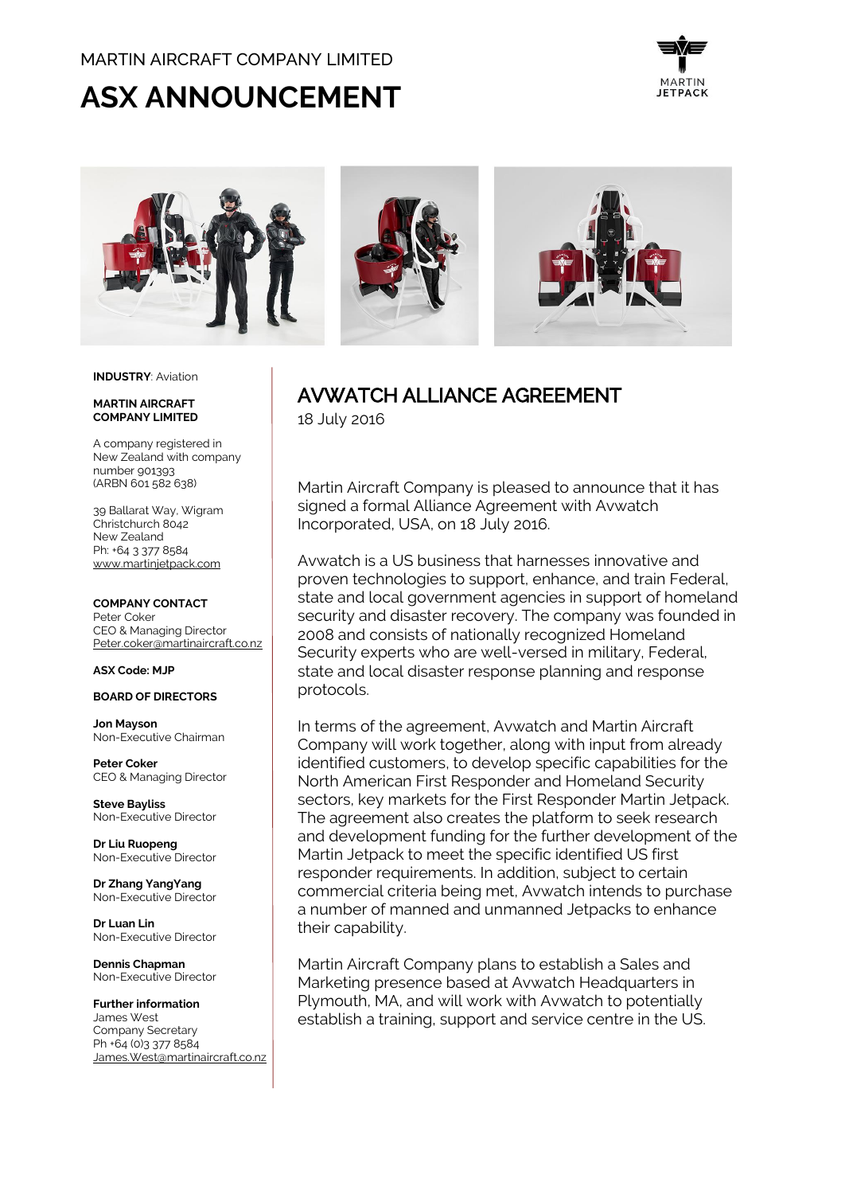MARTIN AIRCRAFT COMPANY LIMITED

# ASX ANNOUNCEMENT

**INDUSTRY**: Aviation

**MARTIN AIRCRAFT COMPANY LIMITED**

A company registered in New Zealand with company number 901393 (ARBN 601 582 638)

39 Ballarat Way, Wigram
Christchurch 8042
New Zealand
Ph: +64 3 377 8584
www.martinjetpack.com

**COMPANY CONTACT**
Peter Coker
CEO & Managing Director
Peter.coker@martinaircraft.co.nz

**ASX Code: MJP**

**BOARD OF DIRECTORS**

**Jon Mayson**
Non-Executive Chairman

**Peter Coker**
CEO & Managing Director

**Steve Bayliss**
Non-Executive Director

**Dr Liu Ruopeng**
Non-Executive Director

**Dr Zhang YangYang**
Non-Executive Director

**Dr Luan Lin**
Non-Executive Director

**Dennis Chapman**
Non-Executive Director

**Further information**
James West
Company Secretary
Ph +64 (0)3 377 8584
James.West@martinaircraft.co.nz

## AVWATCH ALLIANCE AGREEMENT

18 July 2016

Martin Aircraft Company is pleased to announce that it has signed a formal Alliance Agreement with Avwatch Incorporated, USA, on 18 July 2016.

Avwatch is a US business that harnesses innovative and proven technologies to support, enhance, and train Federal, state and local government agencies in support of homeland security and disaster recovery. The company was founded in 2008 and consists of nationally recognized Homeland Security experts who are well-versed in military, Federal, state and local disaster response planning and response protocols.

In terms of the agreement, Avwatch and Martin Aircraft Company will work together, along with input from already identified customers, to develop specific capabilities for the North American First Responder and Homeland Security sectors, key markets for the First Responder Martin Jetpack. The agreement also creates the platform to seek research and development funding for the further development of the Martin Jetpack to meet the specific identified US first responder requirements. In addition, subject to certain commercial criteria being met, Avwatch intends to purchase a number of manned and unmanned Jetpacks to enhance their capability.

Martin Aircraft Company plans to establish a Sales and Marketing presence based at Avwatch Headquarters in Plymouth, MA, and will work with Avwatch to potentially establish a training, support and service centre in the US.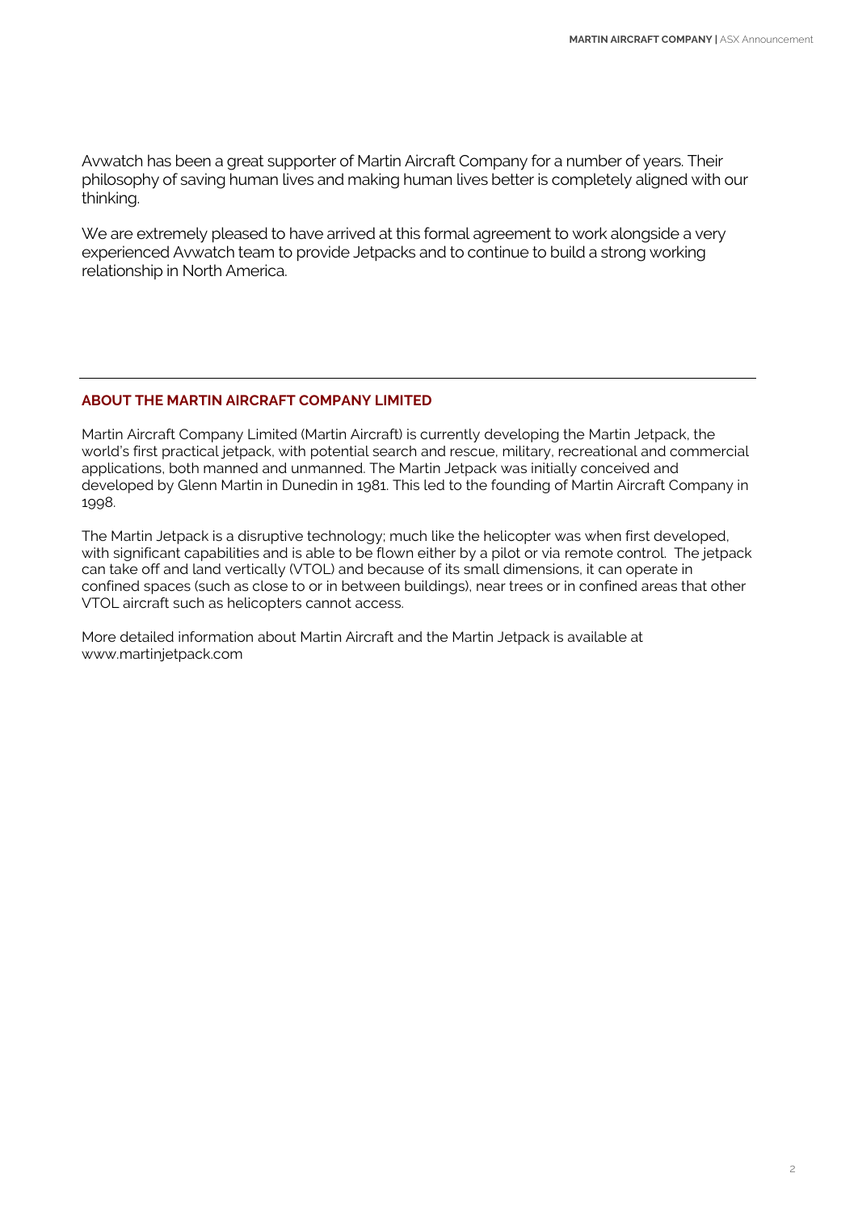Avwatch has been a great supporter of Martin Aircraft Company for a number of years. Their philosophy of saving human lives and making human lives better is completely aligned with our thinking.

We are extremely pleased to have arrived at this formal agreement to work alongside a very experienced Avwatch team to provide Jetpacks and to continue to build a strong working relationship in North America.

---

## ABOUT THE MARTIN AIRCRAFT COMPANY LIMITED

Martin Aircraft Company Limited (Martin Aircraft) is currently developing the Martin Jetpack, the world's first practical jetpack, with potential search and rescue, military, recreational and commercial applications, both manned and unmanned. The Martin Jetpack was initially conceived and developed by Glenn Martin in Dunedin in 1981. This led to the founding of Martin Aircraft Company in 1998.

The Martin Jetpack is a disruptive technology; much like the helicopter was when first developed, with significant capabilities and is able to be flown either by a pilot or via remote control. The jetpack can take off and land vertically (VTOL) and because of its small dimensions, it can operate in confined spaces (such as close to or in between buildings), near trees or in confined areas that other VTOL aircraft such as helicopters cannot access.

More detailed information about Martin Aircraft and the Martin Jetpack is available at www.martinjetpack.com